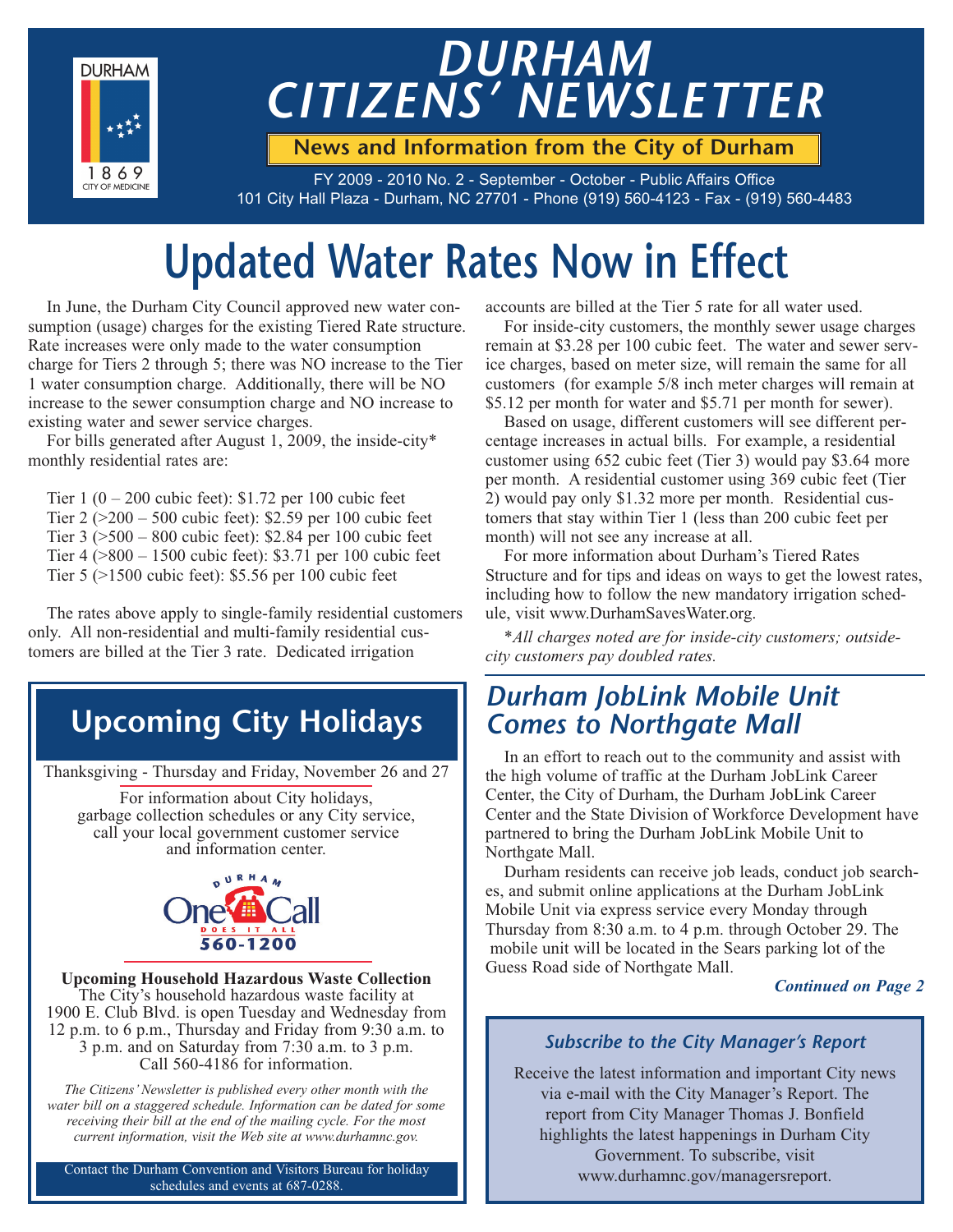# DURHAM CITIZENS' NEWSLETTER

**News and Information from the City of Durham**

FY 2009 - 2010 No. 2 - September - October - Public Affairs Office
101 City Hall Plaza - Durham, NC 27701 - Phone (919) 560-4123 - Fax - (919) 560-4483

# Updated Water Rates Now in Effect

In June, the Durham City Council approved new water consumption (usage) charges for the existing Tiered Rate structure. Rate increases were only made to the water consumption charge for Tiers 2 through 5; there was NO increase to the Tier 1 water consumption charge. Additionally, there will be NO increase to the sewer consumption charge and NO increase to existing water and sewer service charges.

For bills generated after August 1, 2009, the inside-city* monthly residential rates are:

Tier 1 (0 – 200 cubic feet): $1.72 per 100 cubic feet
Tier 2 (>200 – 500 cubic feet): $2.59 per 100 cubic feet
Tier 3 (>500 – 800 cubic feet): $2.84 per 100 cubic feet
Tier 4 (>800 – 1500 cubic feet): $3.71 per 100 cubic feet
Tier 5 (>1500 cubic feet): $5.56 per 100 cubic feet

The rates above apply to single-family residential customers only. All non-residential and multi-family residential customers are billed at the Tier 3 rate. Dedicated irrigation accounts are billed at the Tier 5 rate for all water used.

For inside-city customers, the monthly sewer usage charges remain at $3.28 per 100 cubic feet. The water and sewer service charges, based on meter size, will remain the same for all customers (for example 5/8 inch meter charges will remain at $5.12 per month for water and $5.71 per month for sewer).

Based on usage, different customers will see different percentage increases in actual bills. For example, a residential customer using 652 cubic feet (Tier 3) would pay $3.64 more per month. A residential customer using 369 cubic feet (Tier 2) would pay only $1.32 more per month. Residential customers that stay within Tier 1 (less than 200 cubic feet per month) will not see any increase at all.

For more information about Durham's Tiered Rates Structure and for tips and ideas on ways to get the lowest rates, including how to follow the new mandatory irrigation schedule, visit www.DurhamSavesWater.org.

**All charges noted are for inside-city customers; outside-city customers pay doubled rates.*

## Upcoming City Holidays

Thanksgiving - Thursday and Friday, November 26 and 27

For information about City holidays, garbage collection schedules or any City service, call your local government customer service and information center.

DURHAM One Call DOES IT ALL 560-1200

**Upcoming Household Hazardous Waste Collection**
The City's household hazardous waste facility at 1900 E. Club Blvd. is open Tuesday and Wednesday from 12 p.m. to 6 p.m., Thursday and Friday from 9:30 a.m. to 3 p.m. and on Saturday from 7:30 a.m. to 3 p.m. Call 560-4186 for information.

*The Citizens' Newsletter is published every other month with the water bill on a staggered schedule. Information can be dated for some receiving their bill at the end of the mailing cycle. For the most current information, visit the Web site at www.durhamnc.gov.*

Contact the Durham Convention and Visitors Bureau for holiday schedules and events at 687-0288.

## *Durham JobLink Mobile Unit Comes to Northgate Mall*

In an effort to reach out to the community and assist with the high volume of traffic at the Durham JobLink Career Center, the City of Durham, the Durham JobLink Career Center and the State Division of Workforce Development have partnered to bring the Durham JobLink Mobile Unit to Northgate Mall.

Durham residents can receive job leads, conduct job searches, and submit online applications at the Durham JobLink Mobile Unit via express service every Monday through Thursday from 8:30 a.m. to 4 p.m. through October 29. The mobile unit will be located in the Sears parking lot of the Guess Road side of Northgate Mall.

***Continued on Page 2***

### *Subscribe to the City Manager's Report*

Receive the latest information and important City news via e-mail with the City Manager's Report. The report from City Manager Thomas J. Bonfield highlights the latest happenings in Durham City Government. To subscribe, visit www.durhamnc.gov/managersreport.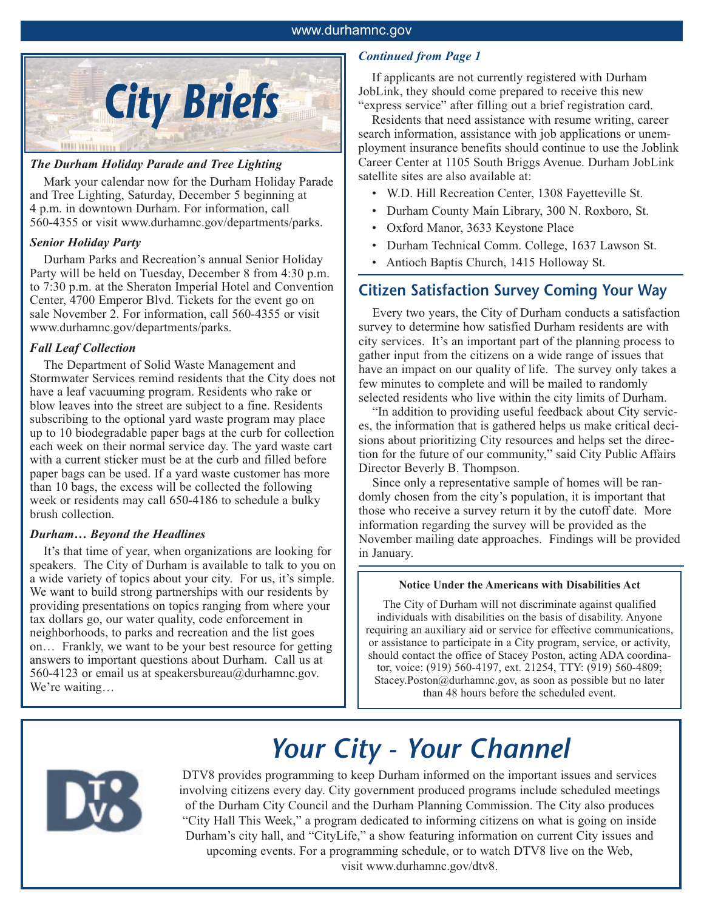# City Briefs

### The Durham Holiday Parade and Tree Lighting

Mark your calendar now for the Durham Holiday Parade and Tree Lighting, Saturday, December 5 beginning at 4 p.m. in downtown Durham. For information, call 560-4355 or visit www.durhamnc.gov/departments/parks.

### Senior Holiday Party

Durham Parks and Recreation's annual Senior Holiday Party will be held on Tuesday, December 8 from 4:30 p.m. to 7:30 p.m. at the Sheraton Imperial Hotel and Convention Center, 4700 Emperor Blvd. Tickets for the event go on sale November 2. For information, call 560-4355 or visit www.durhamnc.gov/departments/parks.

### Fall Leaf Collection

The Department of Solid Waste Management and Stormwater Services remind residents that the City does not have a leaf vacuuming program. Residents who rake or blow leaves into the street are subject to a fine. Residents subscribing to the optional yard waste program may place up to 10 biodegradable paper bags at the curb for collection each week on their normal service day. The yard waste cart with a current sticker must be at the curb and filled before paper bags can be used. If a yard waste customer has more than 10 bags, the excess will be collected the following week or residents may call 650-4186 to schedule a bulky brush collection.

### Durham… Beyond the Headlines

It's that time of year, when organizations are looking for speakers. The City of Durham is available to talk to you on a wide variety of topics about your city. For us, it's simple. We want to build strong partnerships with our residents by providing presentations on topics ranging from where your tax dollars go, our water quality, code enforcement in neighborhoods, to parks and recreation and the list goes on… Frankly, we want to be your best resource for getting answers to important questions about Durham. Call us at 560-4123 or email us at speakersbureau@durhamnc.gov. We're waiting…

*Continued from Page 1*

If applicants are not currently registered with Durham JobLink, they should come prepared to receive this new "express service" after filling out a brief registration card.

Residents that need assistance with resume writing, career search information, assistance with job applications or unemployment insurance benefits should continue to use the Joblink Career Center at 1105 South Briggs Avenue. Durham JobLink satellite sites are also available at:

- W.D. Hill Recreation Center, 1308 Fayetteville St.
- Durham County Main Library, 300 N. Roxboro, St.
- Oxford Manor, 3633 Keystone Place
- Durham Technical Comm. College, 1637 Lawson St.
- Antioch Baptis Church, 1415 Holloway St.

## Citizen Satisfaction Survey Coming Your Way

Every two years, the City of Durham conducts a satisfaction survey to determine how satisfied Durham residents are with city services. It's an important part of the planning process to gather input from the citizens on a wide range of issues that have an impact on our quality of life. The survey only takes a few minutes to complete and will be mailed to randomly selected residents who live within the city limits of Durham.

"In addition to providing useful feedback about City services, the information that is gathered helps us make critical decisions about prioritizing City resources and helps set the direction for the future of our community," said City Public Affairs Director Beverly B. Thompson.

Since only a representative sample of homes will be randomly chosen from the city's population, it is important that those who receive a survey return it by the cutoff date. More information regarding the survey will be provided as the November mailing date approaches. Findings will be provided in January.

**Notice Under the Americans with Disabilities Act**

The City of Durham will not discriminate against qualified individuals with disabilities on the basis of disability. Anyone requiring an auxiliary aid or service for effective communications, or assistance to participate in a City program, service, or activity, should contact the office of Stacey Poston, acting ADA coordinator, voice: (919) 560-4197, ext. 21254, TTY: (919) 560-4809; Stacey.Poston@durhamnc.gov, as soon as possible but no later than 48 hours before the scheduled event.

# Your City - Your Channel

DTV8 provides programming to keep Durham informed on the important issues and services involving citizens every day. City government produced programs include scheduled meetings of the Durham City Council and the Durham Planning Commission. The City also produces "City Hall This Week," a program dedicated to informing citizens on what is going on inside Durham's city hall, and "CityLife," a show featuring information on current City issues and upcoming events. For a programming schedule, or to watch DTV8 live on the Web, visit www.durhamnc.gov/dtv8.